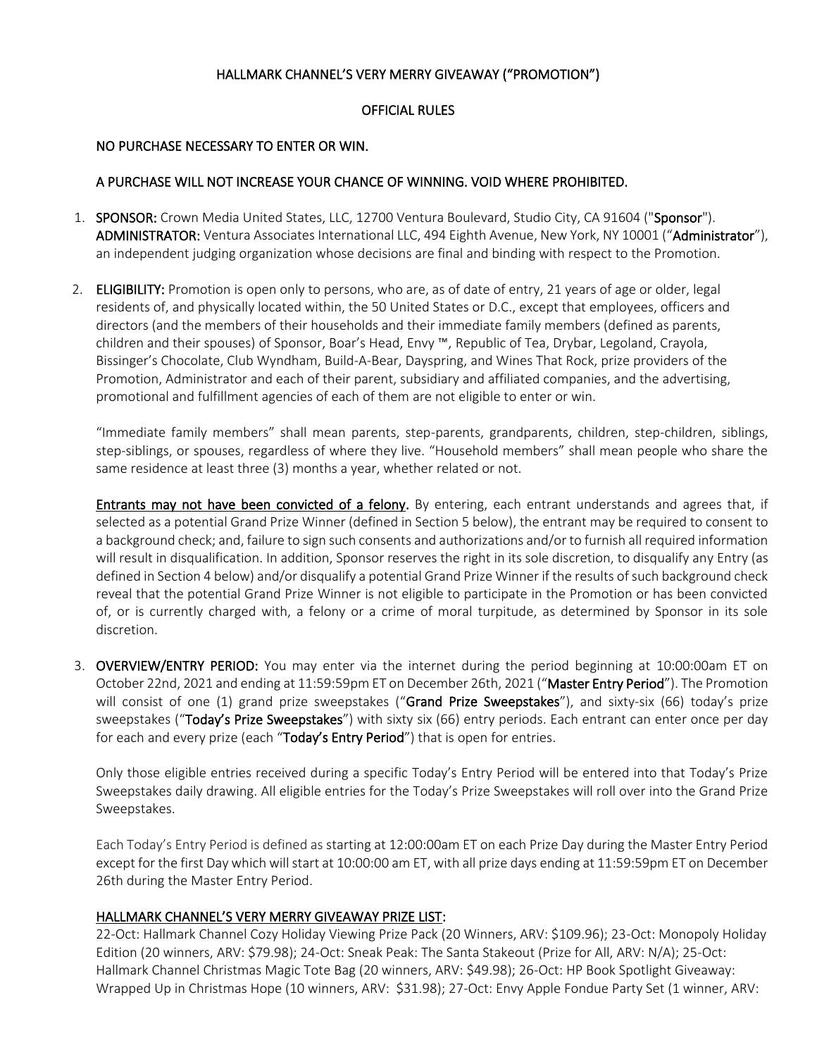# HALLMARK CHANNEL'S VERY MERRY GIVEAWAY ("PROMOTION")

## OFFICIAL RULES

NO PURCHASE NECESSARY TO ENTER OR WIN.

A PURCHASE WILL NOT INCREASE YOUR CHANCE OF WINNING. VOID WHERE PROHIBITED.

1. **SPONSOR:** Crown Media United States, LLC, 12700 Ventura Boulevard, Studio City, CA 91604 ("**Sponsor**"). **ADMINISTRATOR:** Ventura Associates International LLC, 494 Eighth Avenue, New York, NY 10001 ("**Administrator**"), an independent judging organization whose decisions are final and binding with respect to the Promotion.

2. **ELIGIBILITY:** Promotion is open only to persons, who are, as of date of entry, 21 years of age or older, legal residents of, and physically located within, the 50 United States or D.C., except that employees, officers and directors (and the members of their households and their immediate family members (defined as parents, children and their spouses) of Sponsor, Boar's Head, Envy ™, Republic of Tea, Drybar, Legoland, Crayola, Bissinger's Chocolate, Club Wyndham, Build-A-Bear, Dayspring, and Wines That Rock, prize providers of the Promotion, Administrator and each of their parent, subsidiary and affiliated companies, and the advertising, promotional and fulfillment agencies of each of them are not eligible to enter or win.

   "Immediate family members" shall mean parents, step-parents, grandparents, children, step-children, siblings, step-siblings, or spouses, regardless of where they live. "Household members" shall mean people who share the same residence at least three (3) months a year, whether related or not.

   **Entrants may not have been convicted of a felony.** By entering, each entrant understands and agrees that, if selected as a potential Grand Prize Winner (defined in Section 5 below), the entrant may be required to consent to a background check; and, failure to sign such consents and authorizations and/or to furnish all required information will result in disqualification. In addition, Sponsor reserves the right in its sole discretion, to disqualify any Entry (as defined in Section 4 below) and/or disqualify a potential Grand Prize Winner if the results of such background check reveal that the potential Grand Prize Winner is not eligible to participate in the Promotion or has been convicted of, or is currently charged with, a felony or a crime of moral turpitude, as determined by Sponsor in its sole discretion.

3. **OVERVIEW/ENTRY PERIOD:** You may enter via the internet during the period beginning at 10:00:00am ET on October 22nd, 2021 and ending at 11:59:59pm ET on December 26th, 2021 ("**Master Entry Period**"). The Promotion will consist of one (1) grand prize sweepstakes ("**Grand Prize Sweepstakes**"), and sixty-six (66) today's prize sweepstakes ("**Today's Prize Sweepstakes**") with sixty six (66) entry periods. Each entrant can enter once per day for each and every prize (each "**Today's Entry Period**") that is open for entries.

   Only those eligible entries received during a specific Today's Entry Period will be entered into that Today's Prize Sweepstakes daily drawing. All eligible entries for the Today's Prize Sweepstakes will roll over into the Grand Prize Sweepstakes.

   Each Today's Entry Period is defined as starting at 12:00:00am ET on each Prize Day during the Master Entry Period except for the first Day which will start at 10:00:00 am ET, with all prize days ending at 11:59:59pm ET on December 26th during the Master Entry Period.

   **HALLMARK CHANNEL'S VERY MERRY GIVEAWAY PRIZE LIST:**
   22-Oct: Hallmark Channel Cozy Holiday Viewing Prize Pack (20 Winners, ARV: $109.96); 23-Oct: Monopoly Holiday Edition (20 winners, ARV: $79.98); 24-Oct: Sneak Peak: The Santa Stakeout (Prize for All, ARV: N/A); 25-Oct: Hallmark Channel Christmas Magic Tote Bag (20 winners, ARV: $49.98); 26-Oct: HP Book Spotlight Giveaway: Wrapped Up in Christmas Hope (10 winners, ARV: $31.98); 27-Oct: Envy Apple Fondue Party Set (1 winner, ARV: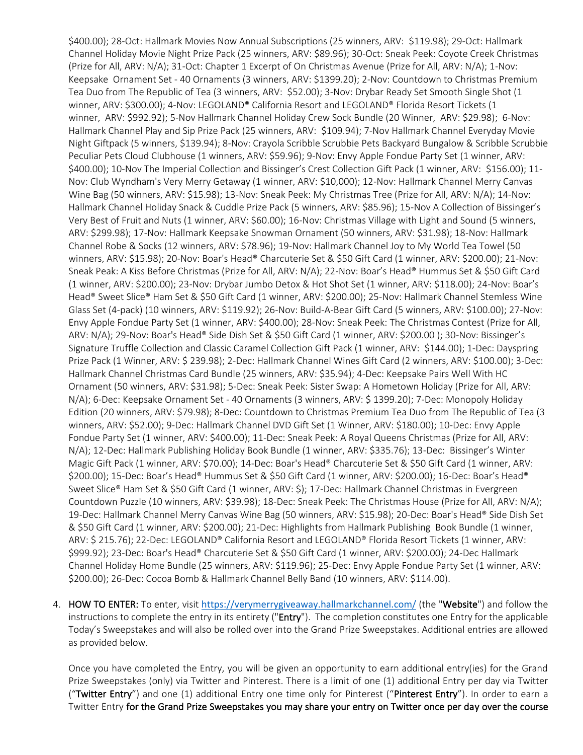$400.00); 28-Oct: Hallmark Movies Now Annual Subscriptions (25 winners, ARV: $119.98); 29-Oct: Hallmark Channel Holiday Movie Night Prize Pack (25 winners, ARV: $89.96); 30-Oct: Sneak Peek: Coyote Creek Christmas (Prize for All, ARV: N/A); 31-Oct: Chapter 1 Excerpt of On Christmas Avenue (Prize for All, ARV: N/A); 1-Nov: Keepsake Ornament Set - 40 Ornaments (3 winners, ARV: $1399.20); 2-Nov: Countdown to Christmas Premium Tea Duo from The Republic of Tea (3 winners, ARV: $52.00); 3-Nov: Drybar Ready Set Smooth Single Shot (1 winner, ARV: $300.00); 4-Nov: LEGOLAND® California Resort and LEGOLAND® Florida Resort Tickets (1 winner, ARV: $992.92); 5-Nov Hallmark Channel Holiday Crew Sock Bundle (20 Winner, ARV: $29.98); 6-Nov: Hallmark Channel Play and Sip Prize Pack (25 winners, ARV: $109.94); 7-Nov Hallmark Channel Everyday Movie Night Giftpack (5 winners, $139.94); 8-Nov: Crayola Scribble Scrubbie Pets Backyard Bungalow & Scribble Scrubbie Peculiar Pets Cloud Clubhouse (1 winners, ARV: $59.96); 9-Nov: Envy Apple Fondue Party Set (1 winner, ARV: $400.00); 10-Nov The Imperial Collection and Bissinger's Crest Collection Gift Pack (1 winner, ARV: $156.00); 11-Nov: Club Wyndham's Very Merry Getaway (1 winner, ARV: $10,000); 12-Nov: Hallmark Channel Merry Canvas Wine Bag (50 winners, ARV: $15.98); 13-Nov: Sneak Peak: My Christmas Tree (Prize for All, ARV: N/A); 14-Nov: Hallmark Channel Holiday Snack & Cuddle Prize Pack (5 winners, ARV: $85.96); 15-Nov A Collection of Bissinger's Very Best of Fruit and Nuts (1 winner, ARV: $60.00); 16-Nov: Christmas Village with Light and Sound (5 winners, ARV: $299.98); 17-Nov: Hallmark Keepsake Snowman Ornament (50 winners, ARV: $31.98); 18-Nov: Hallmark Channel Robe & Socks (12 winners, ARV: $78.96); 19-Nov: Hallmark Channel Joy to My World Tea Towel (50 winners, ARV: $15.98); 20-Nov: Boar's Head® Charcuterie Set & $50 Gift Card (1 winner, ARV: $200.00); 21-Nov: Sneak Peak: A Kiss Before Christmas (Prize for All, ARV: N/A); 22-Nov: Boar's Head® Hummus Set & $50 Gift Card (1 winner, ARV: $200.00); 23-Nov: Drybar Jumbo Detox & Hot Shot Set (1 winner, ARV: $118.00); 24-Nov: Boar's Head® Sweet Slice® Ham Set & $50 Gift Card (1 winner, ARV: $200.00); 25-Nov: Hallmark Channel Stemless Wine Glass Set (4-pack) (10 winners, ARV: $119.92); 26-Nov: Build-A-Bear Gift Card (5 winners, ARV: $100.00); 27-Nov: Envy Apple Fondue Party Set (1 winner, ARV: $400.00); 28-Nov: Sneak Peak: The Christmas Contest (Prize for All, ARV: N/A); 29-Nov: Boar's Head® Side Dish Set & $50 Gift Card (1 winner, ARV: $200.00 ); 30-Nov: Bissinger's Signature Truffle Collection and Classic Caramel Collection Gift Pack (1 winner, ARV: $144.00); 1-Dec: Dayspring Prize Pack (1 Winner, ARV: $ 239.98); 2-Dec: Hallmark Channel Wines Gift Card (2 winners, ARV: $100.00); 3-Dec: Hallmark Channel Christmas Card Bundle (25 winners, ARV: $35.94); 4-Dec: Keepsake Pairs Well With HC Ornament (50 winners, ARV: $31.98); 5-Dec: Sneak Peak: Sister Swap: A Hometown Holiday (Prize for All, ARV: N/A); 6-Dec: Keepsake Ornament Set - 40 Ornaments (3 winners, ARV: $ 1399.20); 7-Dec: Monopoly Holiday Edition (20 winners, ARV: $79.98); 8-Dec: Countdown to Christmas Premium Tea Duo from The Republic of Tea (3 winners, ARV: $52.00); 9-Dec: Hallmark Channel DVD Gift Set (1 Winner, ARV: $180.00); 10-Dec: Envy Apple Fondue Party Set (1 winner, ARV: $400.00); 11-Dec: Sneak Peak: A Royal Queens Christmas (Prize for All, ARV: N/A); 12-Dec: Hallmark Publishing Holiday Book Bundle (1 winner, ARV: $335.76); 13-Dec: Bissinger's Winter Magic Gift Pack (1 winner, ARV: $70.00); 14-Dec: Boar's Head® Charcuterie Set & $50 Gift Card (1 winner, ARV: $200.00); 15-Dec: Boar's Head® Hummus Set & $50 Gift Card (1 winner, ARV: $200.00); 16-Dec: Boar's Head® Sweet Slice® Ham Set & $50 Gift Card (1 winner, ARV: $); 17-Dec: Hallmark Channel Christmas in Evergreen Countdown Puzzle (10 winners, ARV: $39.98); 18-Dec: Sneak Peak: The Christmas House (Prize for All, ARV: N/A); 19-Dec: Hallmark Channel Merry Canvas Wine Bag (50 winners, ARV: $15.98); 20-Dec: Boar's Head® Side Dish Set & $50 Gift Card (1 winner, ARV: $200.00); 21-Dec: Highlights from Hallmark Publishing Book Bundle (1 winner, ARV: $ 215.76); 22-Dec: LEGOLAND® California Resort and LEGOLAND® Florida Resort Tickets (1 winner, ARV: $999.92); 23-Dec: Boar's Head® Charcuterie Set & $50 Gift Card (1 winner, ARV: $200.00); 24-Dec Hallmark Channel Holiday Home Bundle (25 winners, ARV: $119.96); 25-Dec: Envy Apple Fondue Party Set (1 winner, ARV: $200.00); 26-Dec: Cocoa Bomb & Hallmark Channel Belly Band (10 winners, ARV: $114.00).

4. **HOW TO ENTER:** To enter, visit https://verymerrygiveaway.hallmarkchannel.com/ (the "**Website**") and follow the instructions to complete the entry in its entirety ("**Entry**"). The completion constitutes one Entry for the applicable Today's Sweepstakes and will also be rolled over into the Grand Prize Sweepstakes. Additional entries are allowed as provided below.

   Once you have completed the Entry, you will be given an opportunity to earn additional entry(ies) for the Grand Prize Sweepstakes (only) via Twitter and Pinterest. There is a limit of one (1) additional Entry per day via Twitter ("**Twitter Entry**") and one (1) additional Entry one time only for Pinterest ("**Pinterest Entry**"). In order to earn a Twitter Entry **for the Grand Prize Sweepstakes you may share your entry on Twitter once per day over the course**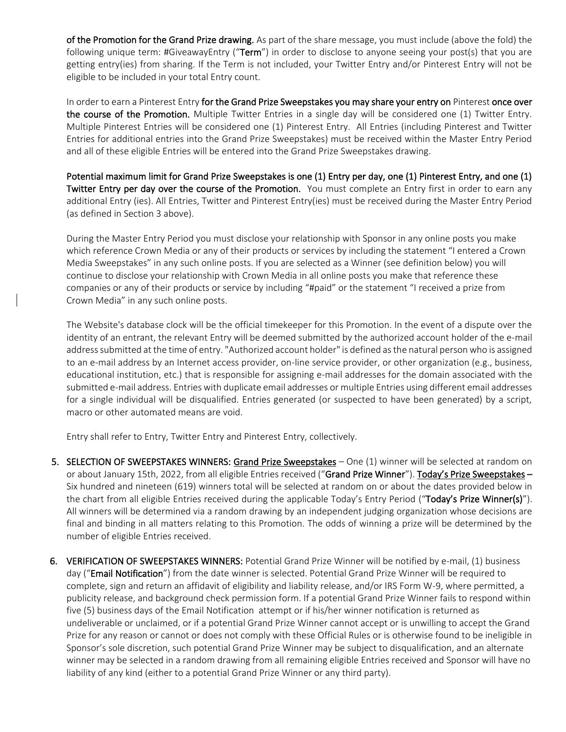**of the Promotion for the Grand Prize drawing.** As part of the share message, you must include (above the fold) the following unique term: #GiveawayEntry ("**Term**") in order to disclose to anyone seeing your post(s) that you are getting entry(ies) from sharing. If the Term is not included, your Twitter Entry and/or Pinterest Entry will not be eligible to be included in your total Entry count.

In order to earn a Pinterest Entry **for the Grand Prize Sweepstakes you may share your entry on** Pinterest **once over the course of the Promotion.** Multiple Twitter Entries in a single day will be considered one (1) Twitter Entry. Multiple Pinterest Entries will be considered one (1) Pinterest Entry. All Entries (including Pinterest and Twitter Entries for additional entries into the Grand Prize Sweepstakes) must be received within the Master Entry Period and all of these eligible Entries will be entered into the Grand Prize Sweepstakes drawing.

**Potential maximum limit for Grand Prize Sweepstakes is one (1) Entry per day, one (1) Pinterest Entry, and one (1) Twitter Entry per day over the course of the Promotion.** You must complete an Entry first in order to earn any additional Entry (ies). All Entries, Twitter and Pinterest Entry(ies) must be received during the Master Entry Period (as defined in Section 3 above).

During the Master Entry Period you must disclose your relationship with Sponsor in any online posts you make which reference Crown Media or any of their products or services by including the statement "I entered a Crown Media Sweepstakes" in any such online posts. If you are selected as a Winner (see definition below) you will continue to disclose your relationship with Crown Media in all online posts you make that reference these companies or any of their products or service by including "#paid" or the statement "I received a prize from Crown Media" in any such online posts.

The Website's database clock will be the official timekeeper for this Promotion. In the event of a dispute over the identity of an entrant, the relevant Entry will be deemed submitted by the authorized account holder of the e-mail address submitted at the time of entry. "Authorized account holder" is defined as the natural person who is assigned to an e-mail address by an Internet access provider, on-line service provider, or other organization (e.g., business, educational institution, etc.) that is responsible for assigning e-mail addresses for the domain associated with the submitted e-mail address. Entries with duplicate email addresses or multiple Entries using different email addresses for a single individual will be disqualified. Entries generated (or suspected to have been generated) by a script, macro or other automated means are void.

Entry shall refer to Entry, Twitter Entry and Pinterest Entry, collectively.

5. **SELECTION OF SWEEPSTAKES WINNERS:** Grand Prize Sweepstakes – One (1) winner will be selected at random on or about January 15th, 2022, from all eligible Entries received ("**Grand Prize Winner**"). Today's Prize Sweepstakes – Six hundred and nineteen (619) winners total will be selected at random on or about the dates provided below in the chart from all eligible Entries received during the applicable Today's Entry Period ("**Today's Prize Winner(s)**"). All winners will be determined via a random drawing by an independent judging organization whose decisions are final and binding in all matters relating to this Promotion. The odds of winning a prize will be determined by the number of eligible Entries received.

6. **VERIFICATION OF SWEEPSTAKES WINNERS:** Potential Grand Prize Winner will be notified by e-mail, (1) business day ("**Email Notification**") from the date winner is selected. Potential Grand Prize Winner will be required to complete, sign and return an affidavit of eligibility and liability release, and/or IRS Form W-9, where permitted, a publicity release, and background check permission form. If a potential Grand Prize Winner fails to respond within five (5) business days of the Email Notification attempt or if his/her winner notification is returned as undeliverable or unclaimed, or if a potential Grand Prize Winner cannot accept or is unwilling to accept the Grand Prize for any reason or cannot or does not comply with these Official Rules or is otherwise found to be ineligible in Sponsor's sole discretion, such potential Grand Prize Winner may be subject to disqualification, and an alternate winner may be selected in a random drawing from all remaining eligible Entries received and Sponsor will have no liability of any kind (either to a potential Grand Prize Winner or any third party).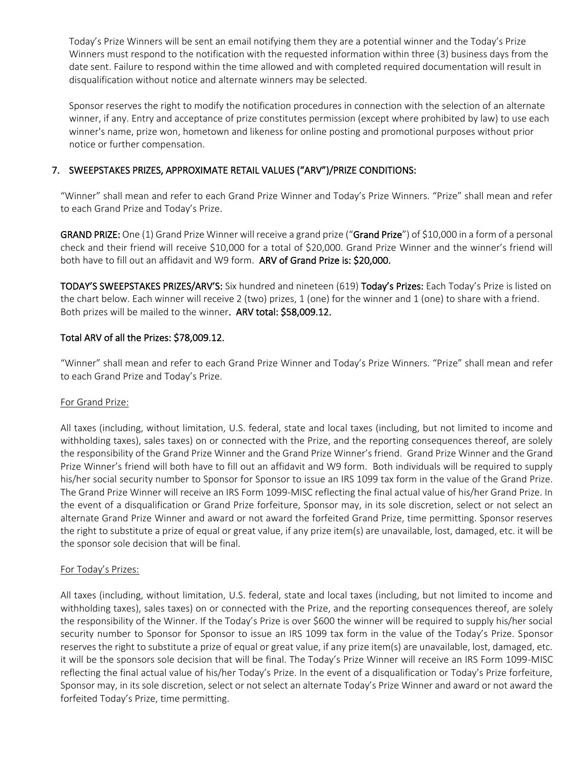Today's Prize Winners will be sent an email notifying them they are a potential winner and the Today's Prize Winners must respond to the notification with the requested information within three (3) business days from the date sent. Failure to respond within the time allowed and with completed required documentation will result in disqualification without notice and alternate winners may be selected.

Sponsor reserves the right to modify the notification procedures in connection with the selection of an alternate winner, if any. Entry and acceptance of prize constitutes permission (except where prohibited by law) to use each winner's name, prize won, hometown and likeness for online posting and promotional purposes without prior notice or further compensation.

## 7. SWEEPSTAKES PRIZES, APPROXIMATE RETAIL VALUES ("ARV")/PRIZE CONDITIONS:

"Winner" shall mean and refer to each Grand Prize Winner and Today's Prize Winners. "Prize" shall mean and refer to each Grand Prize and Today's Prize.

**GRAND PRIZE:** One (1) Grand Prize Winner will receive a grand prize ("**Grand Prize**") of $10,000 in a form of a personal check and their friend will receive $10,000 for a total of $20,000. Grand Prize Winner and the winner's friend will both have to fill out an affidavit and W9 form. **ARV of Grand Prize is: $20,000.**

**TODAY'S SWEEPSTAKES PRIZES/ARV'S:** Six hundred and nineteen (619) **Today's Prizes:** Each Today's Prize is listed on the chart below. Each winner will receive 2 (two) prizes, 1 (one) for the winner and 1 (one) to share with a friend. Both prizes will be mailed to the winner**. ARV total: $58,009.12.**

**Total ARV of all the Prizes: $78,009.12.**

"Winner" shall mean and refer to each Grand Prize Winner and Today's Prize Winners. "Prize" shall mean and refer to each Grand Prize and Today's Prize.

For Grand Prize:

All taxes (including, without limitation, U.S. federal, state and local taxes (including, but not limited to income and withholding taxes), sales taxes) on or connected with the Prize, and the reporting consequences thereof, are solely the responsibility of the Grand Prize Winner and the Grand Prize Winner's friend. Grand Prize Winner and the Grand Prize Winner's friend will both have to fill out an affidavit and W9 form. Both individuals will be required to supply his/her social security number to Sponsor for Sponsor to issue an IRS 1099 tax form in the value of the Grand Prize. The Grand Prize Winner will receive an IRS Form 1099-MISC reflecting the final actual value of his/her Grand Prize. In the event of a disqualification or Grand Prize forfeiture, Sponsor may, in its sole discretion, select or not select an alternate Grand Prize Winner and award or not award the forfeited Grand Prize, time permitting. Sponsor reserves the right to substitute a prize of equal or great value, if any prize item(s) are unavailable, lost, damaged, etc. it will be the sponsor sole decision that will be final.

For Today's Prizes:

All taxes (including, without limitation, U.S. federal, state and local taxes (including, but not limited to income and withholding taxes), sales taxes) on or connected with the Prize, and the reporting consequences thereof, are solely the responsibility of the Winner. If the Today's Prize is over $600 the winner will be required to supply his/her social security number to Sponsor for Sponsor to issue an IRS 1099 tax form in the value of the Today's Prize. Sponsor reserves the right to substitute a prize of equal or great value, if any prize item(s) are unavailable, lost, damaged, etc. it will be the sponsors sole decision that will be final. The Today's Prize Winner will receive an IRS Form 1099-MISC reflecting the final actual value of his/her Today's Prize. In the event of a disqualification or Today's Prize forfeiture, Sponsor may, in its sole discretion, select or not select an alternate Today's Prize Winner and award or not award the forfeited Today's Prize, time permitting.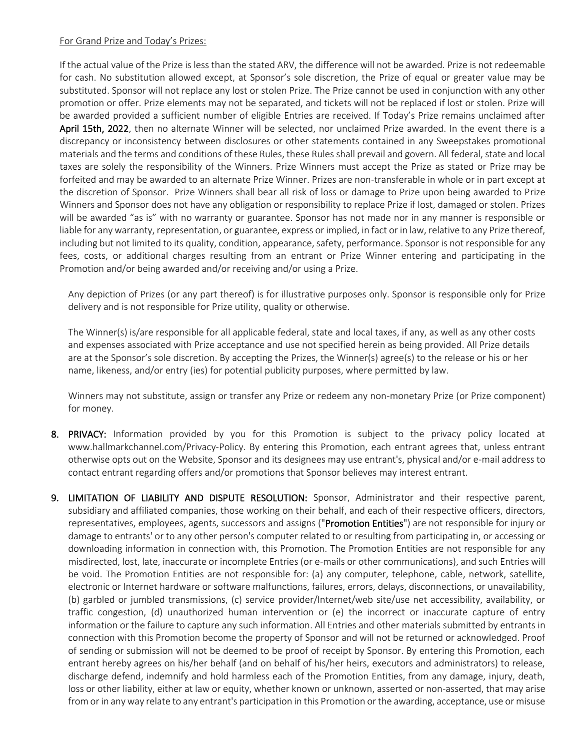For Grand Prize and Today's Prizes:

If the actual value of the Prize is less than the stated ARV, the difference will not be awarded. Prize is not redeemable for cash. No substitution allowed except, at Sponsor's sole discretion, the Prize of equal or greater value may be substituted. Sponsor will not replace any lost or stolen Prize. The Prize cannot be used in conjunction with any other promotion or offer. Prize elements may not be separated, and tickets will not be replaced if lost or stolen. Prize will be awarded provided a sufficient number of eligible Entries are received. If Today's Prize remains unclaimed after **April 15th, 2022**, then no alternate Winner will be selected, nor unclaimed Prize awarded. In the event there is a discrepancy or inconsistency between disclosures or other statements contained in any Sweepstakes promotional materials and the terms and conditions of these Rules, these Rules shall prevail and govern. All federal, state and local taxes are solely the responsibility of the Winners. Prize Winners must accept the Prize as stated or Prize may be forfeited and may be awarded to an alternate Prize Winner. Prizes are non-transferable in whole or in part except at the discretion of Sponsor. Prize Winners shall bear all risk of loss or damage to Prize upon being awarded to Prize Winners and Sponsor does not have any obligation or responsibility to replace Prize if lost, damaged or stolen. Prizes will be awarded "as is" with no warranty or guarantee. Sponsor has not made nor in any manner is responsible or liable for any warranty, representation, or guarantee, express or implied, in fact or in law, relative to any Prize thereof, including but not limited to its quality, condition, appearance, safety, performance. Sponsor is not responsible for any fees, costs, or additional charges resulting from an entrant or Prize Winner entering and participating in the Promotion and/or being awarded and/or receiving and/or using a Prize.

Any depiction of Prizes (or any part thereof) is for illustrative purposes only. Sponsor is responsible only for Prize delivery and is not responsible for Prize utility, quality or otherwise.

The Winner(s) is/are responsible for all applicable federal, state and local taxes, if any, as well as any other costs and expenses associated with Prize acceptance and use not specified herein as being provided. All Prize details are at the Sponsor's sole discretion. By accepting the Prizes, the Winner(s) agree(s) to the release or his or her name, likeness, and/or entry (ies) for potential publicity purposes, where permitted by law.

Winners may not substitute, assign or transfer any Prize or redeem any non-monetary Prize (or Prize component) for money.

8. **PRIVACY:** Information provided by you for this Promotion is subject to the privacy policy located at www.hallmarkchannel.com/Privacy-Policy. By entering this Promotion, each entrant agrees that, unless entrant otherwise opts out on the Website, Sponsor and its designees may use entrant's, physical and/or e-mail address to contact entrant regarding offers and/or promotions that Sponsor believes may interest entrant.

9. **LIMITATION OF LIABILITY AND DISPUTE RESOLUTION:** Sponsor, Administrator and their respective parent, subsidiary and affiliated companies, those working on their behalf, and each of their respective officers, directors, representatives, employees, agents, successors and assigns ("**Promotion Entities**") are not responsible for injury or damage to entrants' or to any other person's computer related to or resulting from participating in, or accessing or downloading information in connection with, this Promotion. The Promotion Entities are not responsible for any misdirected, lost, late, inaccurate or incomplete Entries (or e-mails or other communications), and such Entries will be void. The Promotion Entities are not responsible for: (a) any computer, telephone, cable, network, satellite, electronic or Internet hardware or software malfunctions, failures, errors, delays, disconnections, or unavailability, (b) garbled or jumbled transmissions, (c) service provider/Internet/web site/use net accessibility, availability, or traffic congestion, (d) unauthorized human intervention or (e) the incorrect or inaccurate capture of entry information or the failure to capture any such information. All Entries and other materials submitted by entrants in connection with this Promotion become the property of Sponsor and will not be returned or acknowledged. Proof of sending or submission will not be deemed to be proof of receipt by Sponsor. By entering this Promotion, each entrant hereby agrees on his/her behalf (and on behalf of his/her heirs, executors and administrators) to release, discharge defend, indemnify and hold harmless each of the Promotion Entities, from any damage, injury, death, loss or other liability, either at law or equity, whether known or unknown, asserted or non-asserted, that may arise from or in any way relate to any entrant's participation in this Promotion or the awarding, acceptance, use or misuse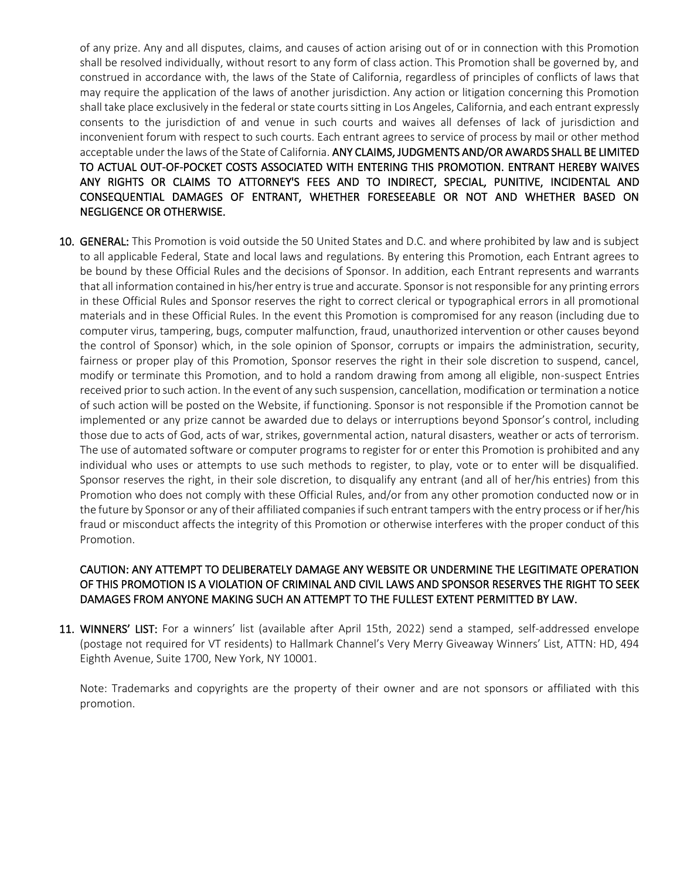of any prize. Any and all disputes, claims, and causes of action arising out of or in connection with this Promotion shall be resolved individually, without resort to any form of class action. This Promotion shall be governed by, and construed in accordance with, the laws of the State of California, regardless of principles of conflicts of laws that may require the application of the laws of another jurisdiction. Any action or litigation concerning this Promotion shall take place exclusively in the federal or state courts sitting in Los Angeles, California, and each entrant expressly consents to the jurisdiction of and venue in such courts and waives all defenses of lack of jurisdiction and inconvenient forum with respect to such courts. Each entrant agrees to service of process by mail or other method acceptable under the laws of the State of California. **ANY CLAIMS, JUDGMENTS AND/OR AWARDS SHALL BE LIMITED TO ACTUAL OUT-OF-POCKET COSTS ASSOCIATED WITH ENTERING THIS PROMOTION. ENTRANT HEREBY WAIVES ANY RIGHTS OR CLAIMS TO ATTORNEY'S FEES AND TO INDIRECT, SPECIAL, PUNITIVE, INCIDENTAL AND CONSEQUENTIAL DAMAGES OF ENTRANT, WHETHER FORESEEABLE OR NOT AND WHETHER BASED ON NEGLIGENCE OR OTHERWISE.**

10. **GENERAL:** This Promotion is void outside the 50 United States and D.C. and where prohibited by law and is subject to all applicable Federal, State and local laws and regulations. By entering this Promotion, each Entrant agrees to be bound by these Official Rules and the decisions of Sponsor. In addition, each Entrant represents and warrants that all information contained in his/her entry is true and accurate. Sponsor is not responsible for any printing errors in these Official Rules and Sponsor reserves the right to correct clerical or typographical errors in all promotional materials and in these Official Rules. In the event this Promotion is compromised for any reason (including due to computer virus, tampering, bugs, computer malfunction, fraud, unauthorized intervention or other causes beyond the control of Sponsor) which, in the sole opinion of Sponsor, corrupts or impairs the administration, security, fairness or proper play of this Promotion, Sponsor reserves the right in their sole discretion to suspend, cancel, modify or terminate this Promotion, and to hold a random drawing from among all eligible, non-suspect Entries received prior to such action. In the event of any such suspension, cancellation, modification or termination a notice of such action will be posted on the Website, if functioning. Sponsor is not responsible if the Promotion cannot be implemented or any prize cannot be awarded due to delays or interruptions beyond Sponsor's control, including those due to acts of God, acts of war, strikes, governmental action, natural disasters, weather or acts of terrorism. The use of automated software or computer programs to register for or enter this Promotion is prohibited and any individual who uses or attempts to use such methods to register, to play, vote or to enter will be disqualified. Sponsor reserves the right, in their sole discretion, to disqualify any entrant (and all of her/his entries) from this Promotion who does not comply with these Official Rules, and/or from any other promotion conducted now or in the future by Sponsor or any of their affiliated companies if such entrant tampers with the entry process or if her/his fraud or misconduct affects the integrity of this Promotion or otherwise interferes with the proper conduct of this Promotion.

    **CAUTION: ANY ATTEMPT TO DELIBERATELY DAMAGE ANY WEBSITE OR UNDERMINE THE LEGITIMATE OPERATION OF THIS PROMOTION IS A VIOLATION OF CRIMINAL AND CIVIL LAWS AND SPONSOR RESERVES THE RIGHT TO SEEK DAMAGES FROM ANYONE MAKING SUCH AN ATTEMPT TO THE FULLEST EXTENT PERMITTED BY LAW.**

11. **WINNERS' LIST:** For a winners' list (available after April 15th, 2022) send a stamped, self-addressed envelope (postage not required for VT residents) to Hallmark Channel's Very Merry Giveaway Winners' List, ATTN: HD, 494 Eighth Avenue, Suite 1700, New York, NY 10001.

    Note: Trademarks and copyrights are the property of their owner and are not sponsors or affiliated with this promotion.